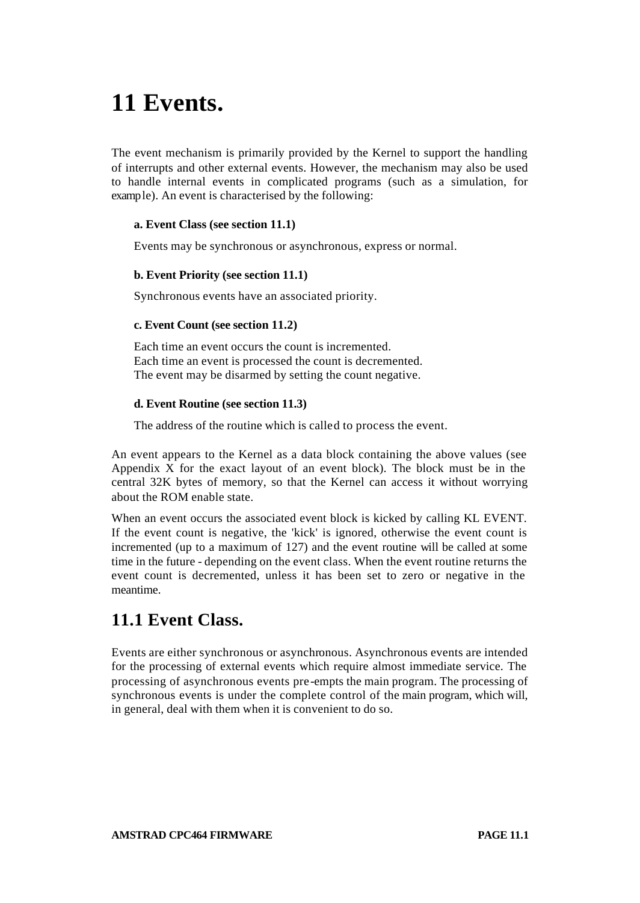# 11 Events.

The event mechanism is primarily provided by the Kernel to support the handling of interrupts and other external events. However, the mechanism may also be used to handle internal events in complicated programs (such as a simulation, for example). An event is characterised by the following:

**a. Event Class (see section 11.1)**

Events may be synchronous or asynchronous, express or normal.

**b. Event Priority (see section 11.1)**

Synchronous events have an associated priority.

**c. Event Count (see section 11.2)**

Each time an event occurs the count is incremented.
Each time an event is processed the count is decremented.
The event may be disarmed by setting the count negative.

**d. Event Routine (see section 11.3)**

The address of the routine which is called to process the event.

An event appears to the Kernel as a data block containing the above values (see Appendix X for the exact layout of an event block). The block must be in the central 32K bytes of memory, so that the Kernel can access it without worrying about the ROM enable state.

When an event occurs the associated event block is kicked by calling KL EVENT. If the event count is negative, the 'kick' is ignored, otherwise the event count is incremented (up to a maximum of 127) and the event routine will be called at some time in the future - depending on the event class. When the event routine returns the event count is decremented, unless it has been set to zero or negative in the meantime.

## 11.1 Event Class.

Events are either synchronous or asynchronous. Asynchronous events are intended for the processing of external events which require almost immediate service. The processing of asynchronous events pre-empts the main program. The processing of synchronous events is under the complete control of the main program, which will, in general, deal with them when it is convenient to do so.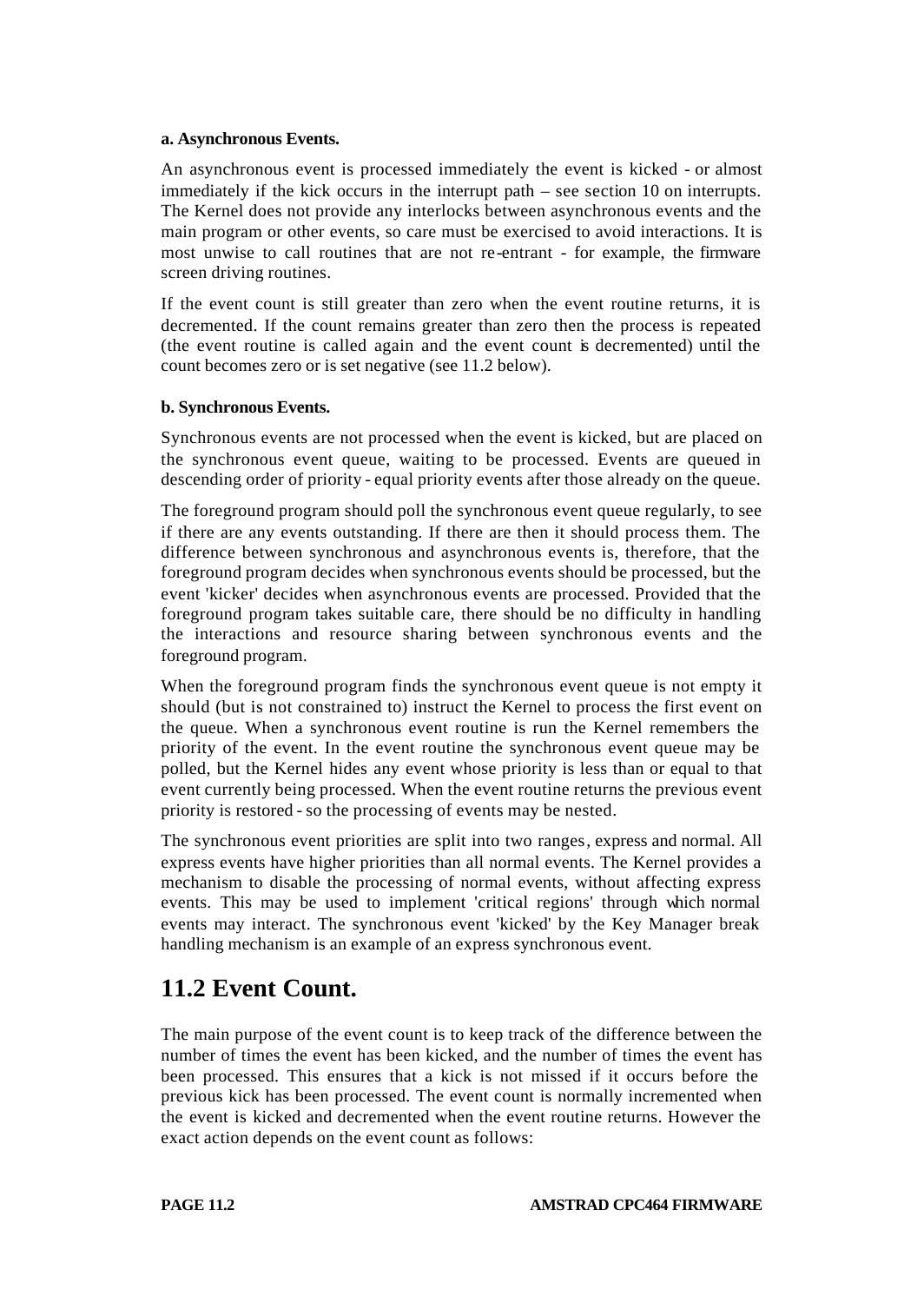**a. Asynchronous Events.**

An asynchronous event is processed immediately the event is kicked - or almost immediately if the kick occurs in the interrupt path – see section 10 on interrupts. The Kernel does not provide any interlocks between asynchronous events and the main program or other events, so care must be exercised to avoid interactions. It is most unwise to call routines that are not re-entrant - for example, the firmware screen driving routines.

If the event count is still greater than zero when the event routine returns, it is decremented. If the count remains greater than zero then the process is repeated (the event routine is called again and the event count is decremented) until the count becomes zero or is set negative (see 11.2 below).

**b. Synchronous Events.**

Synchronous events are not processed when the event is kicked, but are placed on the synchronous event queue, waiting to be processed. Events are queued in descending order of priority - equal priority events after those already on the queue.

The foreground program should poll the synchronous event queue regularly, to see if there are any events outstanding. If there are then it should process them. The difference between synchronous and asynchronous events is, therefore, that the foreground program decides when synchronous events should be processed, but the event 'kicker' decides when asynchronous events are processed. Provided that the foreground program takes suitable care, there should be no difficulty in handling the interactions and resource sharing between synchronous events and the foreground program.

When the foreground program finds the synchronous event queue is not empty it should (but is not constrained to) instruct the Kernel to process the first event on the queue. When a synchronous event routine is run the Kernel remembers the priority of the event. In the event routine the synchronous event queue may be polled, but the Kernel hides any event whose priority is less than or equal to that event currently being processed. When the event routine returns the previous event priority is restored - so the processing of events may be nested.

The synchronous event priorities are split into two ranges, express and normal. All express events have higher priorities than all normal events. The Kernel provides a mechanism to disable the processing of normal events, without affecting express events. This may be used to implement 'critical regions' through which normal events may interact. The synchronous event 'kicked' by the Key Manager break handling mechanism is an example of an express synchronous event.

## 11.2 Event Count.

The main purpose of the event count is to keep track of the difference between the number of times the event has been kicked, and the number of times the event has been processed. This ensures that a kick is not missed if it occurs before the previous kick has been processed. The event count is normally incremented when the event is kicked and decremented when the event routine returns. However the exact action depends on the event count as follows: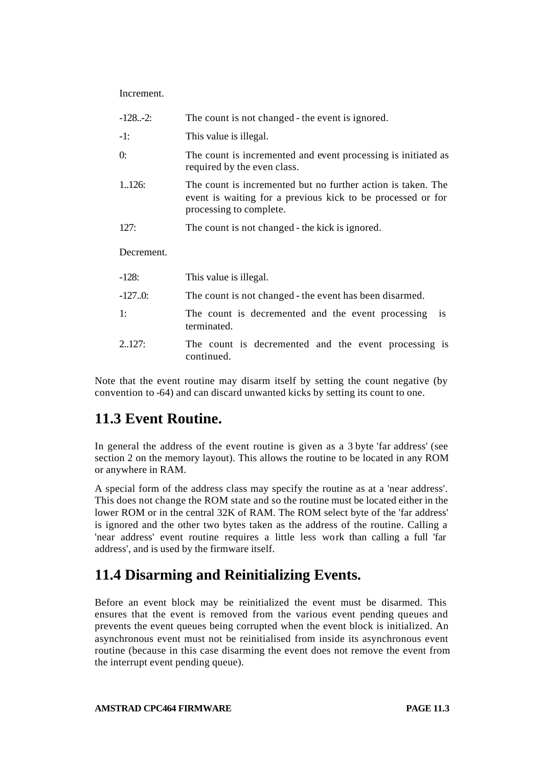Increment.

| | |
|---|---|
| -128..-2: | The count is not changed - the event is ignored. |
| -1: | This value is illegal. |
| 0: | The count is incremented and event processing is initiated as required by the even class. |
| 1..126: | The count is incremented but no further action is taken. The event is waiting for a previous kick to be processed or for processing to complete. |
| 127: | The count is not changed - the kick is ignored. |

Decrement.

| | |
|---|---|
| -128: | This value is illegal. |
| -127..0: | The count is not changed - the event has been disarmed. |
| 1: | The count is decremented and the event processing is terminated. |
| 2..127: | The count is decremented and the event processing is continued. |

Note that the event routine may disarm itself by setting the count negative (by convention to -64) and can discard unwanted kicks by setting its count to one.

## 11.3 Event Routine.

In general the address of the event routine is given as a 3 byte 'far address' (see section 2 on the memory layout). This allows the routine to be located in any ROM or anywhere in RAM.

A special form of the address class may specify the routine as at a 'near address'. This does not change the ROM state and so the routine must be located either in the lower ROM or in the central 32K of RAM. The ROM select byte of the 'far address' is ignored and the other two bytes taken as the address of the routine. Calling a 'near address' event routine requires a little less work than calling a full 'far address', and is used by the firmware itself.

## 11.4 Disarming and Reinitializing Events.

Before an event block may be reinitialized the event must be disarmed. This ensures that the event is removed from the various event pending queues and prevents the event queues being corrupted when the event block is initialized. An asynchronous event must not be reinitialised from inside its asynchronous event routine (because in this case disarming the event does not remove the event from the interrupt event pending queue).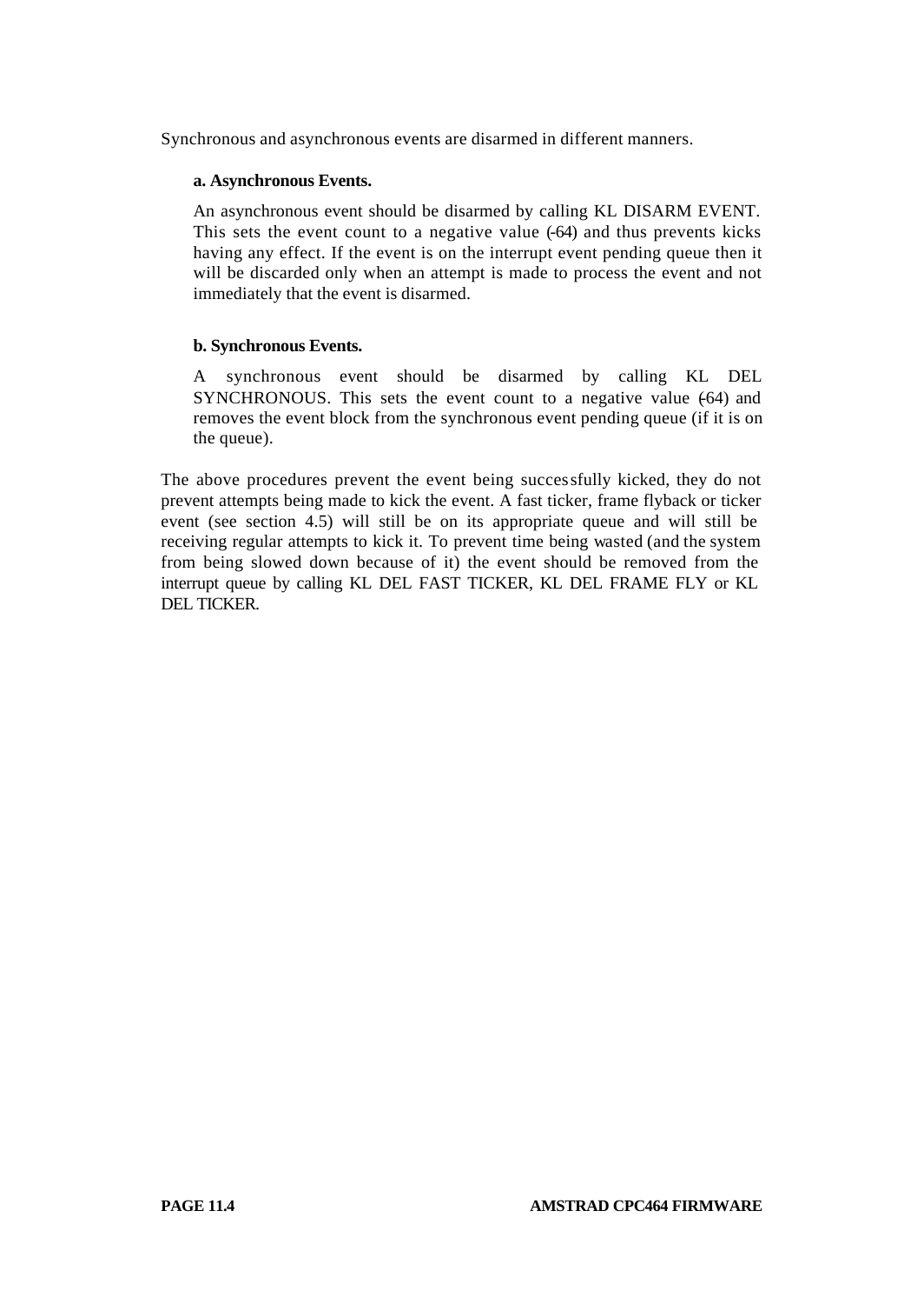Synchronous and asynchronous events are disarmed in different manners.

**a. Asynchronous Events.**

An asynchronous event should be disarmed by calling KL DISARM EVENT. This sets the event count to a negative value (-64) and thus prevents kicks having any effect. If the event is on the interrupt event pending queue then it will be discarded only when an attempt is made to process the event and not immediately that the event is disarmed.

**b. Synchronous Events.**

A synchronous event should be disarmed by calling KL DEL SYNCHRONOUS. This sets the event count to a negative value (-64) and removes the event block from the synchronous event pending queue (if it is on the queue).

The above procedures prevent the event being successfully kicked, they do not prevent attempts being made to kick the event. A fast ticker, frame flyback or ticker event (see section 4.5) will still be on its appropriate queue and will still be receiving regular attempts to kick it. To prevent time being wasted (and the system from being slowed down because of it) the event should be removed from the interrupt queue by calling KL DEL FAST TICKER, KL DEL FRAME FLY or KL DEL TICKER.